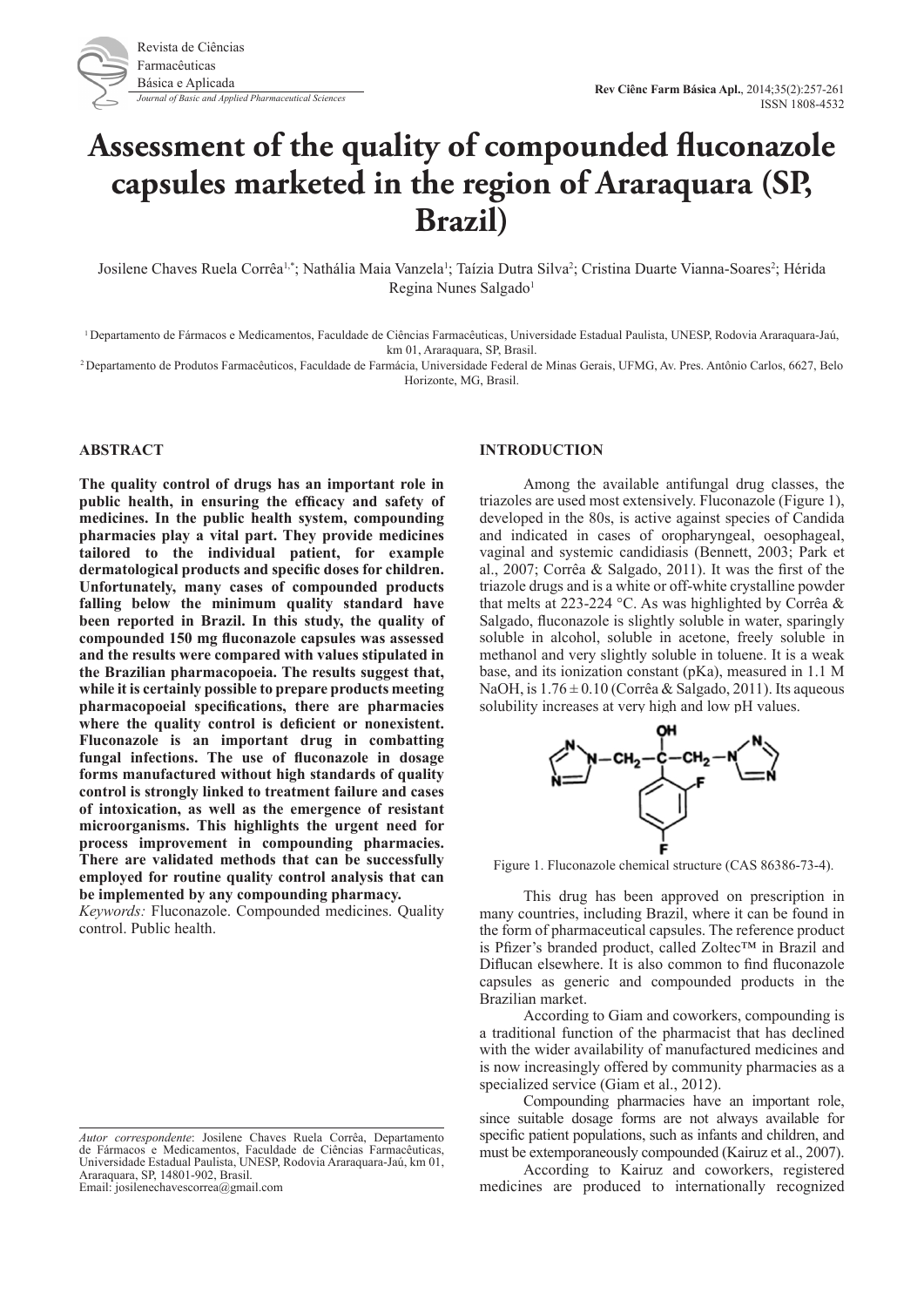# Assessment of the quality of compounded fluconazole capsules marketed in the region of Araraquara (SP, Brazil)

Josilene Chaves Ruela Corrêa[1,*]; Nathália Maia Vanzela[1]; Taízia Dutra Silva[2]; Cristina Duarte Vianna-Soares[2]; Hérida Regina Nunes Salgado[1]

[1] Departamento de Fármacos e Medicamentos, Faculdade de Ciências Farmacêuticas, Universidade Estadual Paulista, UNESP, Rodovia Araraquara-Jaú, km 01, Araraquara, SP, Brasil.

[2] Departamento de Produtos Farmacêuticos, Faculdade de Farmácia, Universidade Federal de Minas Gerais, UFMG, Av. Pres. Antônio Carlos, 6627, Belo Horizonte, MG, Brasil.

## ABSTRACT

**The quality control of drugs has an important role in public health, in ensuring the efficacy and safety of medicines. In the public health system, compounding pharmacies play a vital part. They provide medicines tailored to the individual patient, for example dermatological products and specific doses for children. Unfortunately, many cases of compounded products falling below the minimum quality standard have been reported in Brazil. In this study, the quality of compounded 150 mg fluconazole capsules was assessed and the results were compared with values stipulated in the Brazilian pharmacopoeia. The results suggest that, while it is certainly possible to prepare products meeting pharmacopoeial specifications, there are pharmacies where the quality control is deficient or nonexistent. Fluconazole is an important drug in combatting fungal infections. The use of fluconazole in dosage forms manufactured without high standards of quality control is strongly linked to treatment failure and cases of intoxication, as well as the emergence of resistant microorganisms. This highlights the urgent need for process improvement in compounding pharmacies. There are validated methods that can be successfully employed for routine quality control analysis that can be implemented by any compounding pharmacy.**

*Keywords:* Fluconazole. Compounded medicines. Quality control. Public health.

## INTRODUCTION

Among the available antifungal drug classes, the triazoles are used most extensively. Fluconazole (Figure 1), developed in the 80s, is active against species of Candida and indicated in cases of oropharyngeal, oesophageal, vaginal and systemic candidiasis (Bennett, 2003; Park et al., 2007; Corrêa & Salgado, 2011). It was the first of the triazole drugs and is a white or off-white crystalline powder that melts at 223-224 °C. As was highlighted by Corrêa & Salgado, fluconazole is slightly soluble in water, sparingly soluble in alcohol, soluble in acetone, freely soluble in methanol and very slightly soluble in toluene. It is a weak base, and its ionization constant (pKa), measured in 1.1 M NaOH, is $1.76 \pm 0.10$ (Corrêa & Salgado, 2011). Its aqueous solubility increases at very high and low pH values.

Figure 1. Fluconazole chemical structure (CAS 86386-73-4).

This drug has been approved on prescription in many countries, including Brazil, where it can be found in the form of pharmaceutical capsules. The reference product is Pfizer's branded product, called Zoltec™ in Brazil and Diflucan elsewhere. It is also common to find fluconazole capsules as generic and compounded products in the Brazilian market.

According to Giam and coworkers, compounding is a traditional function of the pharmacist that has declined with the wider availability of manufactured medicines and is now increasingly offered by community pharmacies as a specialized service (Giam et al., 2012).

Compounding pharmacies have an important role, since suitable dosage forms are not always available for specific patient populations, such as infants and children, and must be extemporaneously compounded (Kairuz et al., 2007).

According to Kairuz and coworkers, registered medicines are produced to internationally recognized

*Autor correspondente*: Josilene Chaves Ruela Corrêa, Departamento de Fármacos e Medicamentos, Faculdade de Ciências Farmacêuticas, Universidade Estadual Paulista, UNESP, Rodovia Araraquara-Jaú, km 01, Araraquara, SP, 14801-902, Brasil.
Email: josilenechavescorrea@gmail.com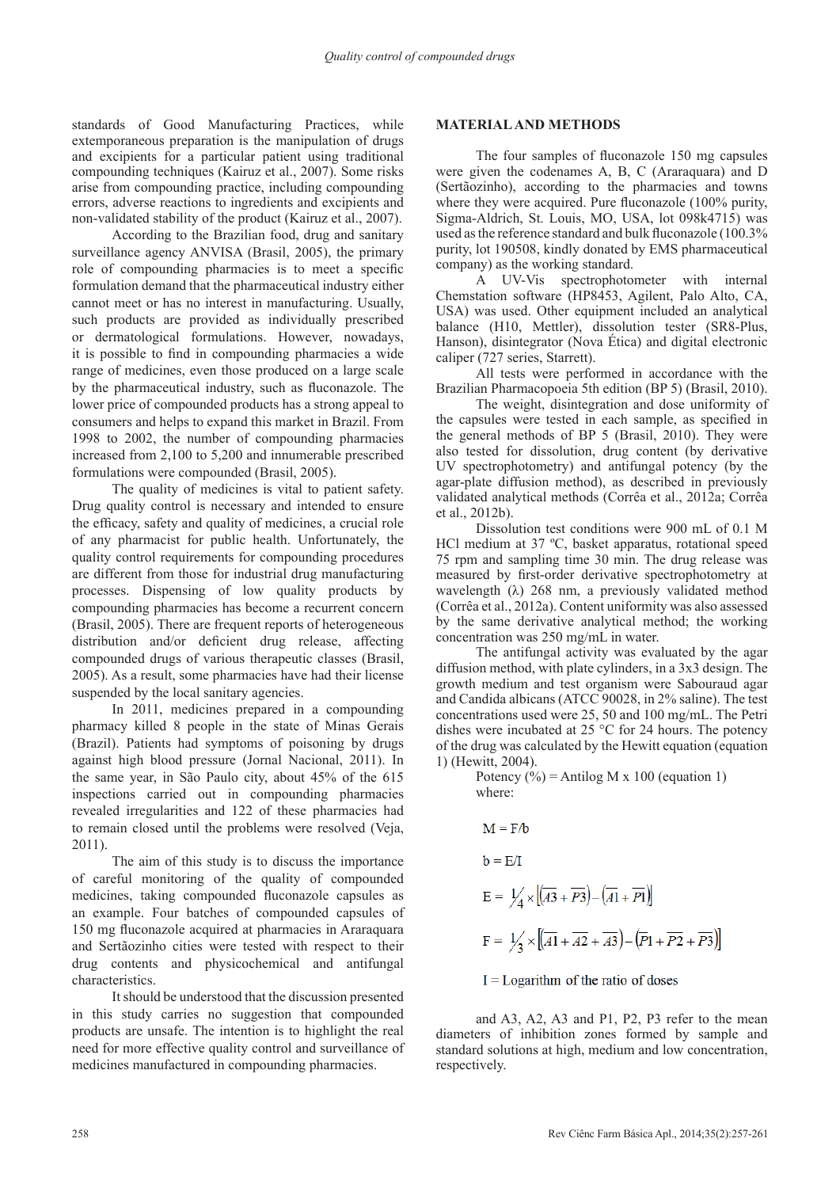standards of Good Manufacturing Practices, while extemporaneous preparation is the manipulation of drugs and excipients for a particular patient using traditional compounding techniques (Kairuz et al., 2007). Some risks arise from compounding practice, including compounding errors, adverse reactions to ingredients and excipients and non-validated stability of the product (Kairuz et al., 2007).

According to the Brazilian food, drug and sanitary surveillance agency ANVISA (Brasil, 2005), the primary role of compounding pharmacies is to meet a specific formulation demand that the pharmaceutical industry either cannot meet or has no interest in manufacturing. Usually, such products are provided as individually prescribed or dermatological formulations. However, nowadays, it is possible to find in compounding pharmacies a wide range of medicines, even those produced on a large scale by the pharmaceutical industry, such as fluconazole. The lower price of compounded products has a strong appeal to consumers and helps to expand this market in Brazil. From 1998 to 2002, the number of compounding pharmacies increased from 2,100 to 5,200 and innumerable prescribed formulations were compounded (Brasil, 2005).

The quality of medicines is vital to patient safety. Drug quality control is necessary and intended to ensure the efficacy, safety and quality of medicines, a crucial role of any pharmacist for public health. Unfortunately, the quality control requirements for compounding procedures are different from those for industrial drug manufacturing processes. Dispensing of low quality products by compounding pharmacies has become a recurrent concern (Brasil, 2005). There are frequent reports of heterogeneous distribution and/or deficient drug release, affecting compounded drugs of various therapeutic classes (Brasil, 2005). As a result, some pharmacies have had their license suspended by the local sanitary agencies.

In 2011, medicines prepared in a compounding pharmacy killed 8 people in the state of Minas Gerais (Brazil). Patients had symptoms of poisoning by drugs against high blood pressure (Jornal Nacional, 2011). In the same year, in São Paulo city, about 45% of the 615 inspections carried out in compounding pharmacies revealed irregularities and 122 of these pharmacies had to remain closed until the problems were resolved (Veja, 2011).

The aim of this study is to discuss the importance of careful monitoring of the quality of compounded medicines, taking compounded fluconazole capsules as an example. Four batches of compounded capsules of 150 mg fluconazole acquired at pharmacies in Araraquara and Sertãozinho cities were tested with respect to their drug contents and physicochemical and antifungal characteristics.

It should be understood that the discussion presented in this study carries no suggestion that compounded products are unsafe. The intention is to highlight the real need for more effective quality control and surveillance of medicines manufactured in compounding pharmacies.

## MATERIAL AND METHODS

The four samples of fluconazole 150 mg capsules were given the codenames A, B, C (Araraquara) and D (Sertãozinho), according to the pharmacies and towns where they were acquired. Pure fluconazole (100% purity, Sigma-Aldrich, St. Louis, MO, USA, lot 098k4715) was used as the reference standard and bulk fluconazole (100.3% purity, lot 190508, kindly donated by EMS pharmaceutical company) as the working standard.

A UV-Vis spectrophotometer with internal Chemstation software (HP8453, Agilent, Palo Alto, CA, USA) was used. Other equipment included an analytical balance (H10, Mettler), dissolution tester (SR8-Plus, Hanson), disintegrator (Nova Ética) and digital electronic caliper (727 series, Starrett).

All tests were performed in accordance with the Brazilian Pharmacopoeia 5th edition (BP 5) (Brasil, 2010).

The weight, disintegration and dose uniformity of the capsules were tested in each sample, as specified in the general methods of BP 5 (Brasil, 2010). They were also tested for dissolution, drug content (by derivative UV spectrophotometry) and antifungal potency (by the agar-plate diffusion method), as described in previously validated analytical methods (Corrêa et al., 2012a; Corrêa et al., 2012b).

Dissolution test conditions were 900 mL of 0.1 M HCl medium at 37 ºC, basket apparatus, rotational speed 75 rpm and sampling time 30 min. The drug release was measured by first-order derivative spectrophotometry at wavelength (λ) 268 nm, a previously validated method (Corrêa et al., 2012a). Content uniformity was also assessed by the same derivative analytical method; the working concentration was 250 mg/mL in water.

The antifungal activity was evaluated by the agar diffusion method, with plate cylinders, in a 3x3 design. The growth medium and test organism were Sabouraud agar and Candida albicans (ATCC 90028, in 2% saline). The test concentrations used were 25, 50 and 100 mg/mL. The Petri dishes were incubated at 25 °C for 24 hours. The potency of the drug was calculated by the Hewitt equation (equation 1) (Hewitt, 2004).

Potency (%) = Antilog M x 100 (equation 1)

where:

$$M = F/b$$

$$b = E/I$$

$$E = \frac{1}{4} \times \left[\left(\overline{A3} + \overline{P3}\right) - \left(\overline{A1} + \overline{P1}\right)\right]$$

$$F = \frac{1}{3} \times \left[\left(\overline{A1} + \overline{A2} + \overline{A3}\right) - \left(\overline{P1} + \overline{P2} + \overline{P3}\right)\right]$$

I = Logarithm of the ratio of doses

and A3, A2, A3 and P1, P2, P3 refer to the mean diameters of inhibition zones formed by sample and standard solutions at high, medium and low concentration, respectively.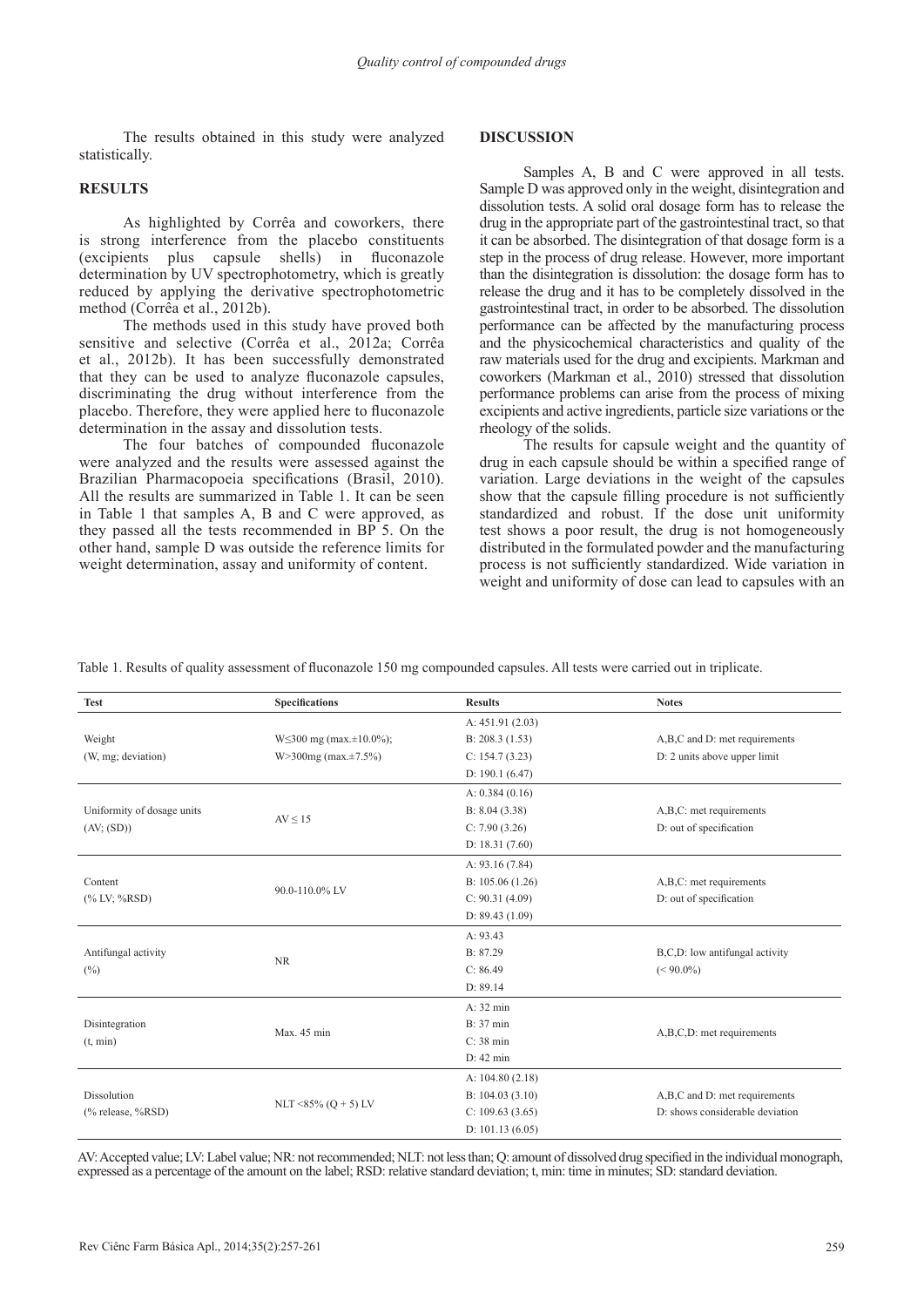The results obtained in this study were analyzed statistically.

## RESULTS

As highlighted by Corrêa and coworkers, there is strong interference from the placebo constituents (excipients plus capsule shells) in fluconazole determination by UV spectrophotometry, which is greatly reduced by applying the derivative spectrophotometric method (Corrêa et al., 2012b).

The methods used in this study have proved both sensitive and selective (Corrêa et al., 2012a; Corrêa et al., 2012b). It has been successfully demonstrated that they can be used to analyze fluconazole capsules, discriminating the drug without interference from the placebo. Therefore, they were applied here to fluconazole determination in the assay and dissolution tests.

The four batches of compounded fluconazole were analyzed and the results were assessed against the Brazilian Pharmacopoeia specifications (Brasil, 2010). All the results are summarized in Table 1. It can be seen in Table 1 that samples A, B and C were approved, as they passed all the tests recommended in BP 5. On the other hand, sample D was outside the reference limits for weight determination, assay and uniformity of content.

## DISCUSSION

Samples A, B and C were approved in all tests. Sample D was approved only in the weight, disintegration and dissolution tests. A solid oral dosage form has to release the drug in the appropriate part of the gastrointestinal tract, so that it can be absorbed. The disintegration of that dosage form is a step in the process of drug release. However, more important than the disintegration is dissolution: the dosage form has to release the drug and it has to be completely dissolved in the gastrointestinal tract, in order to be absorbed. The dissolution performance can be affected by the manufacturing process and the physicochemical characteristics and quality of the raw materials used for the drug and excipients. Markman and coworkers (Markman et al., 2010) stressed that dissolution performance problems can arise from the process of mixing excipients and active ingredients, particle size variations or the rheology of the solids.

The results for capsule weight and the quantity of drug in each capsule should be within a specified range of variation. Large deviations in the weight of the capsules show that the capsule filling procedure is not sufficiently standardized and robust. If the dose unit uniformity test shows a poor result, the drug is not homogeneously distributed in the formulated powder and the manufacturing process is not sufficiently standardized. Wide variation in weight and uniformity of dose can lead to capsules with an

Table 1. Results of quality assessment of fluconazole 150 mg compounded capsules. All tests were carried out in triplicate.

| Test | Specifications | Results | Notes |
|---|---|---|---|
| Weight (W, mg; deviation) | W≤300 mg (max.±10.0%); W>300mg (max.±7.5%) | A: 451.91 (2.03)<br>B: 208.3 (1.53)<br>C: 154.7 (3.23)<br>D: 190.1 (6.47) | A,B,C and D: met requirements<br>D: 2 units above upper limit |
| Uniformity of dosage units (AV; (SD)) | AV ≤ 15 | A: 0.384 (0.16)<br>B: 8.04 (3.38)<br>C: 7.90 (3.26)<br>D: 18.31 (7.60) | A,B,C: met requirements<br>D: out of specification |
| Content (% LV; %RSD) | 90.0-110.0% LV | A: 93.16 (7.84)<br>B: 105.06 (1.26)<br>C: 90.31 (4.09)<br>D: 89.43 (1.09) | A,B,C: met requirements<br>D: out of specification |
| Antifungal activity (%) | NR | A: 93.43<br>B: 87.29<br>C: 86.49<br>D: 89.14 | B,C,D: low antifungal activity (< 90.0%) |
| Disintegration (t, min) | Max. 45 min | A: 32 min<br>B: 37 min<br>C: 38 min<br>D: 42 min | A,B,C,D: met requirements |
| Dissolution (% release, %RSD) | NLT <85% (Q + 5) LV | A: 104.80 (2.18)<br>B: 104.03 (3.10)<br>C: 109.63 (3.65)<br>D: 101.13 (6.05) | A,B,C and D: met requirements<br>D: shows considerable deviation |

AV: Accepted value; LV: Label value; NR: not recommended; NLT: not less than; Q: amount of dissolved drug specified in the individual monograph, expressed as a percentage of the amount on the label; RSD: relative standard deviation; t, min: time in minutes; SD: standard deviation.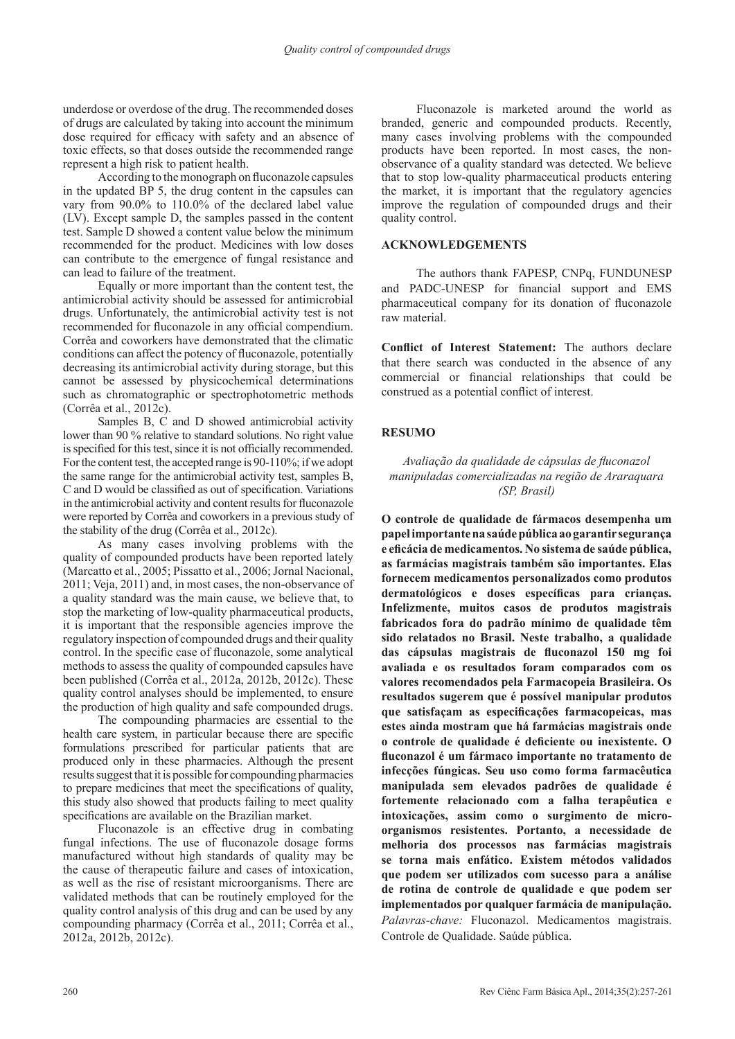underdose or overdose of the drug. The recommended doses of drugs are calculated by taking into account the minimum dose required for efficacy with safety and an absence of toxic effects, so that doses outside the recommended range represent a high risk to patient health.

According to the monograph on fluconazole capsules in the updated BP 5, the drug content in the capsules can vary from 90.0% to 110.0% of the declared label value (LV). Except sample D, the samples passed in the content test. Sample D showed a content value below the minimum recommended for the product. Medicines with low doses can contribute to the emergence of fungal resistance and can lead to failure of the treatment.

Equally or more important than the content test, the antimicrobial activity should be assessed for antimicrobial drugs. Unfortunately, the antimicrobial activity test is not recommended for fluconazole in any official compendium. Corrêa and coworkers have demonstrated that the climatic conditions can affect the potency of fluconazole, potentially decreasing its antimicrobial activity during storage, but this cannot be assessed by physicochemical determinations such as chromatographic or spectrophotometric methods (Corrêa et al., 2012c).

Samples B, C and D showed antimicrobial activity lower than 90 % relative to standard solutions. No right value is specified for this test, since it is not officially recommended. For the content test, the accepted range is 90-110%; if we adopt the same range for the antimicrobial activity test, samples B, C and D would be classified as out of specification. Variations in the antimicrobial activity and content results for fluconazole were reported by Corrêa and coworkers in a previous study of the stability of the drug (Corrêa et al., 2012c).

As many cases involving problems with the quality of compounded products have been reported lately (Marcatto et al., 2005; Pissatto et al., 2006; Jornal Nacional, 2011; Veja, 2011) and, in most cases, the non-observance of a quality standard was the main cause, we believe that, to stop the marketing of low-quality pharmaceutical products, it is important that the responsible agencies improve the regulatory inspection of compounded drugs and their quality control. In the specific case of fluconazole, some analytical methods to assess the quality of compounded capsules have been published (Corrêa et al., 2012a, 2012b, 2012c). These quality control analyses should be implemented, to ensure the production of high quality and safe compounded drugs.

The compounding pharmacies are essential to the health care system, in particular because there are specific formulations prescribed for particular patients that are produced only in these pharmacies. Although the present results suggest that it is possible for compounding pharmacies to prepare medicines that meet the specifications of quality, this study also showed that products failing to meet quality specifications are available on the Brazilian market.

Fluconazole is an effective drug in combating fungal infections. The use of fluconazole dosage forms manufactured without high standards of quality may be the cause of therapeutic failure and cases of intoxication, as well as the rise of resistant microorganisms. There are validated methods that can be routinely employed for the quality control analysis of this drug and can be used by any compounding pharmacy (Corrêa et al., 2011; Corrêa et al., 2012a, 2012b, 2012c).

Fluconazole is marketed around the world as branded, generic and compounded products. Recently, many cases involving problems with the compounded products have been reported. In most cases, the non-observance of a quality standard was detected. We believe that to stop low-quality pharmaceutical products entering the market, it is important that the regulatory agencies improve the regulation of compounded drugs and their quality control.

## ACKNOWLEDGEMENTS

The authors thank FAPESP, CNPq, FUNDUNESP and PADC-UNESP for financial support and EMS pharmaceutical company for its donation of fluconazole raw material.

**Conflict of Interest Statement:** The authors declare that there search was conducted in the absence of any commercial or financial relationships that could be construed as a potential conflict of interest.

## RESUMO

*Avaliação da qualidade de cápsulas de fluconazol manipuladas comercializadas na região de Araraquara (SP, Brasil)*

**O controle de qualidade de fármacos desempenha um papel importante na saúde pública ao garantir segurança e eficácia de medicamentos. No sistema de saúde pública, as farmácias magistrais também são importantes. Elas fornecem medicamentos personalizados como produtos dermatológicos e doses específicas para crianças. Infelizmente, muitos casos de produtos magistrais fabricados fora do padrão mínimo de qualidade têm sido relatados no Brasil. Neste trabalho, a qualidade das cápsulas magistrais de fluconazol 150 mg foi avaliada e os resultados foram comparados com os valores recomendados pela Farmacopeia Brasileira. Os resultados sugerem que é possível manipular produtos que satisfaçam as especificações farmacopeicas, mas estes ainda mostram que há farmácias magistrais onde o controle de qualidade é deficiente ou inexistente. O fluconazol é um fármaco importante no tratamento de infecções fúngicas. Seu uso como forma farmacêutica manipulada sem elevados padrões de qualidade é fortemente relacionado com a falha terapêutica e intoxicações, assim como o surgimento de micro-organismos resistentes. Portanto, a necessidade de melhoria dos processos nas farmácias magistrais se torna mais enfático. Existem métodos validados que podem ser utilizados com sucesso para a análise de rotina de controle de qualidade e que podem ser implementados por qualquer farmácia de manipulação.**

*Palavras-chave:* Fluconazol. Medicamentos magistrais. Controle de Qualidade. Saúde pública.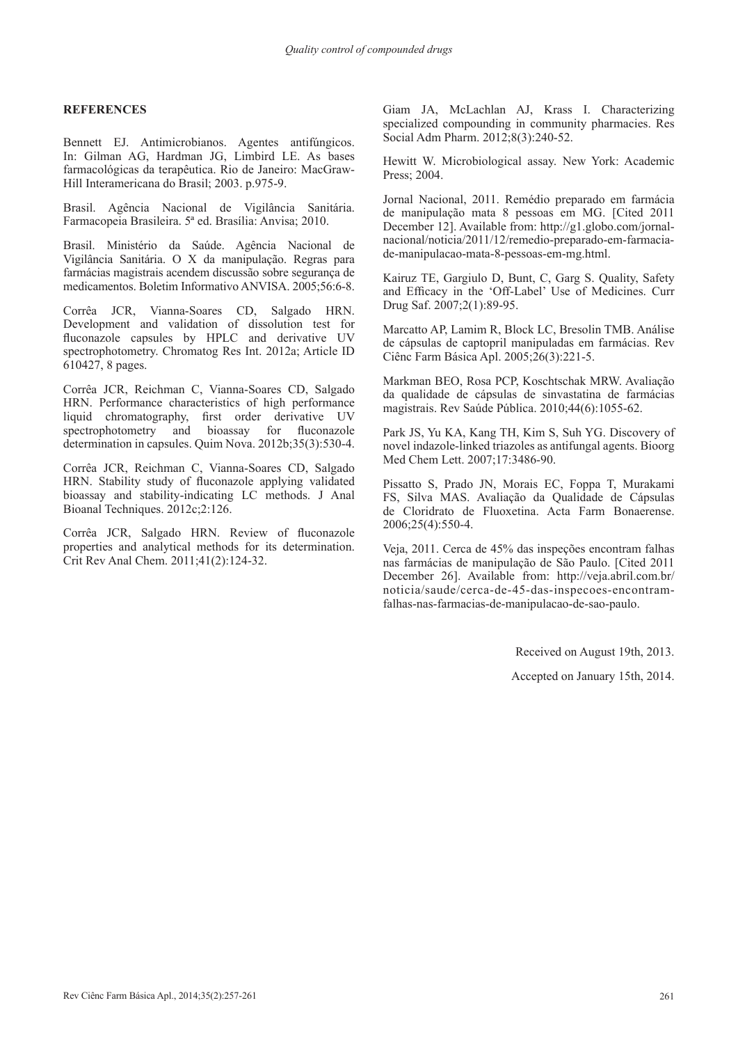## REFERENCES

Bennett EJ. Antimicrobianos. Agentes antifúngicos. In: Gilman AG, Hardman JG, Limbird LE. As bases farmacológicas da terapêutica. Rio de Janeiro: MacGraw-Hill Interamericana do Brasil; 2003. p.975-9.

Brasil. Agência Nacional de Vigilância Sanitária. Farmacopeia Brasileira. 5ª ed. Brasília: Anvisa; 2010.

Brasil. Ministério da Saúde. Agência Nacional de Vigilância Sanitária. O X da manipulação. Regras para farmácias magistrais acendem discussão sobre segurança de medicamentos. Boletim Informativo ANVISA. 2005;56:6-8.

Corrêa JCR, Vianna-Soares CD, Salgado HRN. Development and validation of dissolution test for fluconazole capsules by HPLC and derivative UV spectrophotometry. Chromatog Res Int. 2012a; Article ID 610427, 8 pages.

Corrêa JCR, Reichman C, Vianna-Soares CD, Salgado HRN. Performance characteristics of high performance liquid chromatography, first order derivative UV spectrophotometry and bioassay for fluconazole determination in capsules. Quim Nova. 2012b;35(3):530-4.

Corrêa JCR, Reichman C, Vianna-Soares CD, Salgado HRN. Stability study of fluconazole applying validated bioassay and stability-indicating LC methods. J Anal Bioanal Techniques. 2012c;2:126.

Corrêa JCR, Salgado HRN. Review of fluconazole properties and analytical methods for its determination. Crit Rev Anal Chem. 2011;41(2):124-32.

Giam JA, McLachlan AJ, Krass I. Characterizing specialized compounding in community pharmacies. Res Social Adm Pharm. 2012;8(3):240-52.

Hewitt W. Microbiological assay. New York: Academic Press; 2004.

Jornal Nacional, 2011. Remédio preparado em farmácia de manipulação mata 8 pessoas em MG. [Cited 2011 December 12]. Available from: http://g1.globo.com/jornal-nacional/noticia/2011/12/remedio-preparado-em-farmacia-de-manipulacao-mata-8-pessoas-em-mg.html.

Kairuz TE, Gargiulo D, Bunt, C, Garg S. Quality, Safety and Efficacy in the 'Off-Label' Use of Medicines. Curr Drug Saf. 2007;2(1):89-95.

Marcatto AP, Lamim R, Block LC, Bresolin TMB. Análise de cápsulas de captopril manipuladas em farmácias. Rev Ciênc Farm Básica Apl. 2005;26(3):221-5.

Markman BEO, Rosa PCP, Koschtschak MRW. Avaliação da qualidade de cápsulas de sinvastatina de farmácias magistrais. Rev Saúde Pública. 2010;44(6):1055-62.

Park JS, Yu KA, Kang TH, Kim S, Suh YG. Discovery of novel indazole-linked triazoles as antifungal agents. Bioorg Med Chem Lett. 2007;17:3486-90.

Pissatto S, Prado JN, Morais EC, Foppa T, Murakami FS, Silva MAS. Avaliação da Qualidade de Cápsulas de Cloridrato de Fluoxetina. Acta Farm Bonaerense. 2006;25(4):550-4.

Veja, 2011. Cerca de 45% das inspeções encontram falhas nas farmácias de manipulação de São Paulo. [Cited 2011 December 26]. Available from: http://veja.abril.com.br/noticia/saude/cerca-de-45-das-inspecoes-encontram-falhas-nas-farmacias-de-manipulacao-de-sao-paulo.

Received on August 19th, 2013.

Accepted on January 15th, 2014.